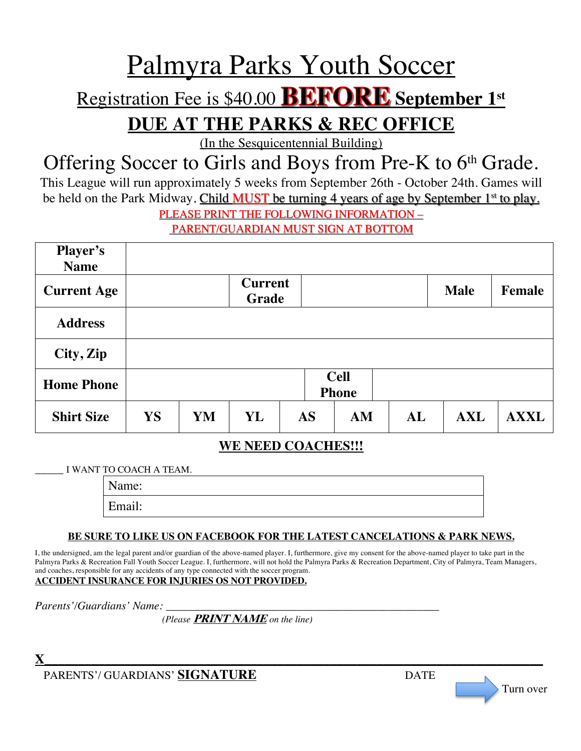# Palmyra Parks Youth Soccer

## Registration Fee is $40.00 **BEFORE** **September 1st**

## DUE AT THE PARKS & REC OFFICE

(In the Sesquicentennial Building)

## Offering Soccer to Girls and Boys from Pre-K to 6th Grade.

This League will run approximately 5 weeks from September 26th - October 24th. Games will be held on the Park Midway. Child MUST be turning 4 years of age by September 1st to play.

PLEASE PRINT THE FOLLOWING INFORMATION –
PARENT/GUARDIAN MUST SIGN AT BOTTOM

| **Player's Name** | | | | | | | | |
|---|---|---|---|---|---|---|---|---|
| **Current Age** | | **Current Grade** | | | | | **Male** | **Female** |
| **Address** | | | | | | | | |
| **City, Zip** | | | | | | | | |
| **Home Phone** | | | | **Cell Phone** | | | | |
| **Shirt Size** | **YS** | **YM** | **YL** | **AS** | **AM** | **AL** | **AXL** | **AXXL** |

**WE NEED COACHES!!!**

______ I WANT TO COACH A TEAM.

| Name: |
|---|
| Email: |

**BE SURE TO LIKE US ON FACEBOOK FOR THE LATEST CANCELATIONS & PARK NEWS.**

I, the undersigned, am the legal parent and/or guardian of the above-named player. I, furthermore, give my consent for the above-named player to take part in the Palmyra Parks & Recreation Fall Youth Soccer League. I, furthermore, will not hold the Palmyra Parks & Recreation Department, City of Palmyra, Team Managers, and coaches, responsible for any accidents of any type connected with the soccer program.

**ACCIDENT INSURANCE FOR INJURIES OS NOT PROVIDED.**

*Parents'/Guardians' Name:* ________________________________________________

*(Please **PRINT NAME** on the line)*

**X**______________________________________________________________________

PARENTS'/ GUARDIANS' **SIGNATURE** DATE

Turn over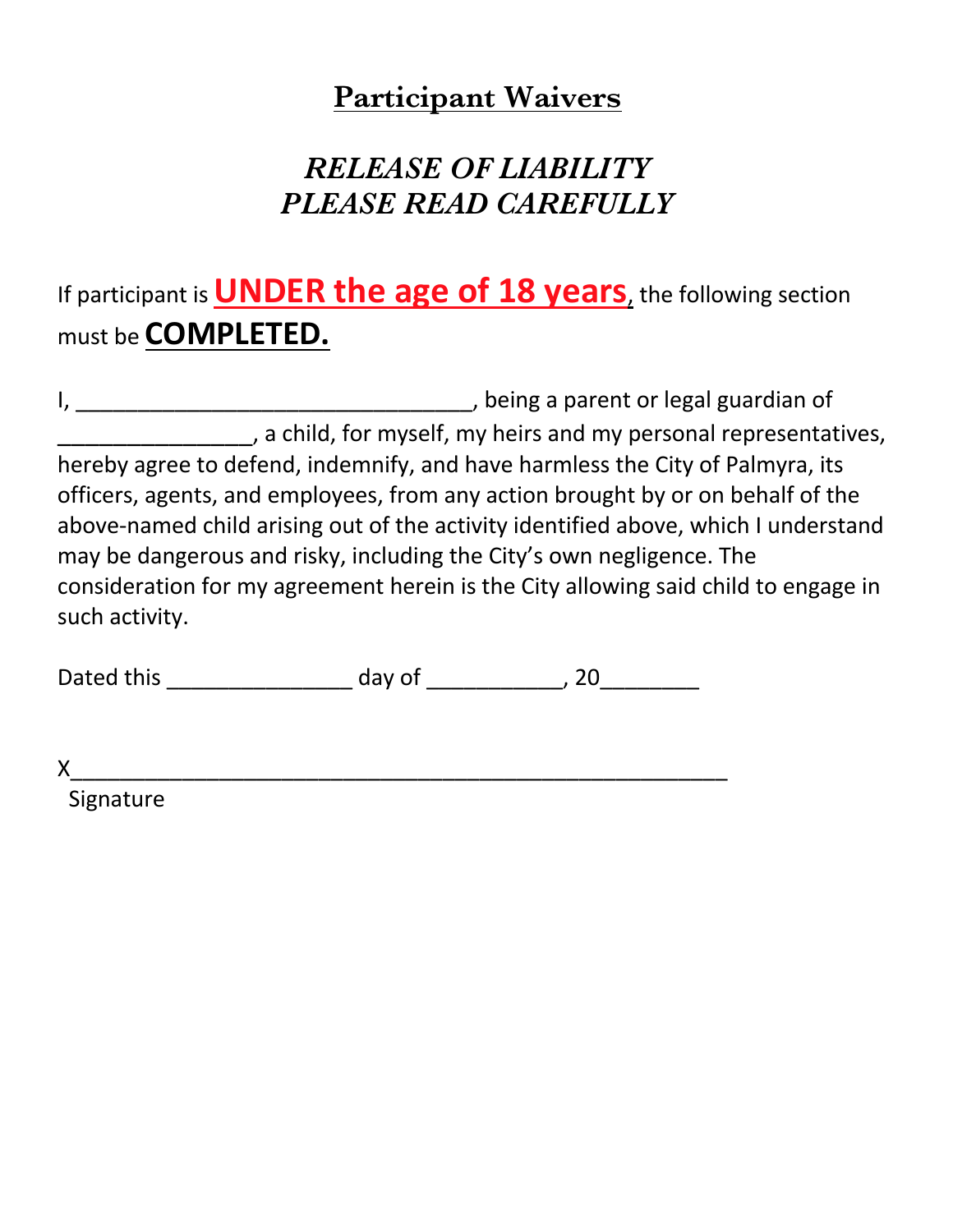# Participant Waivers

## *RELEASE OF LIABILITY*
## *PLEASE READ CAREFULLY*

If participant is **UNDER the age of 18 years**, the following section must be **COMPLETED.**

I, ________________________________, being a parent or legal guardian of ________________, a child, for myself, my heirs and my personal representatives, hereby agree to defend, indemnify, and have harmless the City of Palmyra, its officers, agents, and employees, from any action brought by or on behalf of the above-named child arising out of the activity identified above, which I understand may be dangerous and risky, including the City's own negligence. The consideration for my agreement herein is the City allowing said child to engage in such activity.

Dated this _______________ day of ___________, 20________

X_____________________________________________________

Signature